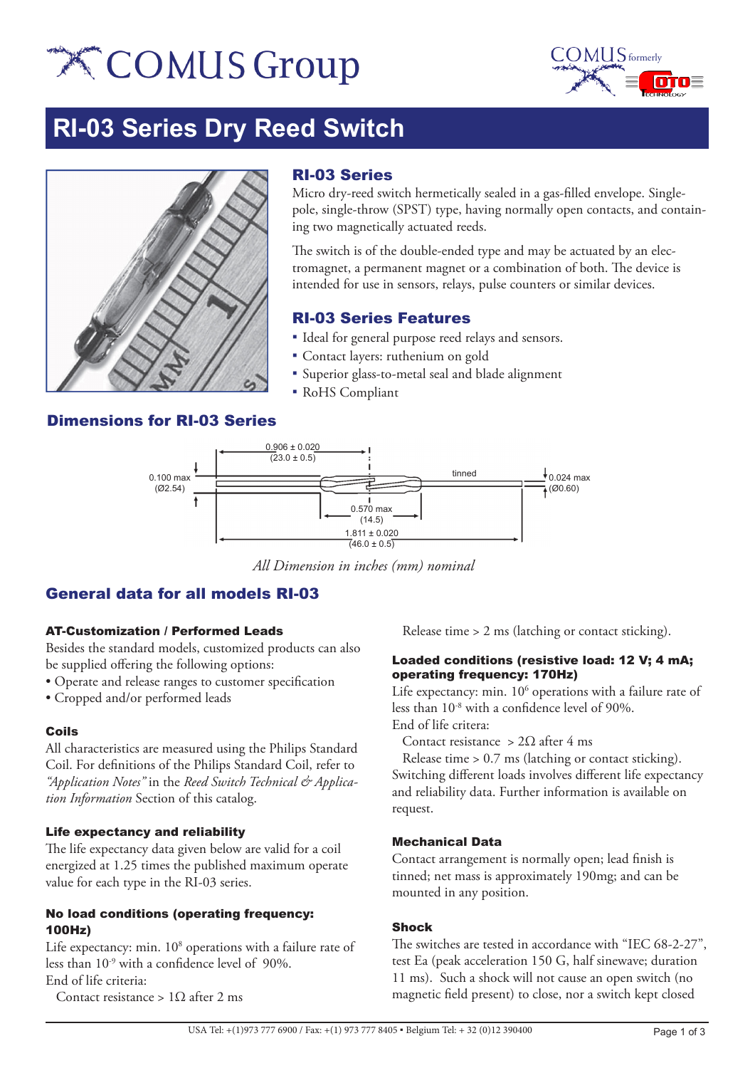# COMUS Group

COMUS formerly COTO Technology

## RI-03 Series Dry Reed Switch

### RI-03 Series

Micro dry-reed switch hermetically sealed in a gas-filled envelope. Single-pole, single-throw (SPST) type, having normally open contacts, and containing two magnetically actuated reeds.

The switch is of the double-ended type and may be actuated by an electromagnet, a permanent magnet or a combination of both. The device is intended for use in sensors, relays, pulse counters or similar devices.

### RI-03 Series Features

- Ideal for general purpose reed relays and sensors.
- Contact layers: ruthenium on gold
- Superior glass-to-metal seal and blade alignment
- RoHS Compliant

### Dimensions for RI-03 Series

0.906 ± 0.020 (23.0 ± 0.5)

0.100 max (Ø2.54)

tinned

0.024 max (Ø0.60)

0.570 max (14.5)

1.811 ± 0.020 (46.0 ± 0.5)

*All Dimension in inches (mm) nominal*

## General data for all models RI-03

#### AT-Customization / Performed Leads

Besides the standard models, customized products can also be supplied offering the following options:

- Operate and release ranges to customer specification
- Cropped and/or performed leads

#### Coils

All characteristics are measured using the Philips Standard Coil. For definitions of the Philips Standard Coil, refer to *"Application Notes"* in the *Reed Switch Technical & Application Information* Section of this catalog.

#### Life expectancy and reliability

The life expectancy data given below are valid for a coil energized at 1.25 times the published maximum operate value for each type in the RI-03 series.

#### No load conditions (operating frequency: 100Hz)

Life expectancy: min. $10^8$ operations with a failure rate of less than $10^{-9}$ with a confidence level of 90%.

End of life criteria:

Contact resistance > 1Ω after 2 ms

Release time > 2 ms (latching or contact sticking).

#### Loaded conditions (resistive load: 12 V; 4 mA; operating frequency: 170Hz)

Life expectancy: min. $10^6$ operations with a failure rate of less than $10^{-8}$ with a confidence level of 90%.

End of life critera:

Contact resistance > 2Ω after 4 ms

Release time > 0.7 ms (latching or contact sticking).

Switching different loads involves different life expectancy and reliability data. Further information is available on request.

#### Mechanical Data

Contact arrangement is normally open; lead finish is tinned; net mass is approximately 190mg; and can be mounted in any position.

#### Shock

The switches are tested in accordance with "IEC 68-2-27", test Ea (peak acceleration 150 G, half sinewave; duration 11 ms). Such a shock will not cause an open switch (no magnetic field present) to close, nor a switch kept closed

USA Tel: +(1)973 777 6900 / Fax: +(1) 973 777 8405 ▪ Belgium Tel: + 32 (0)12 390400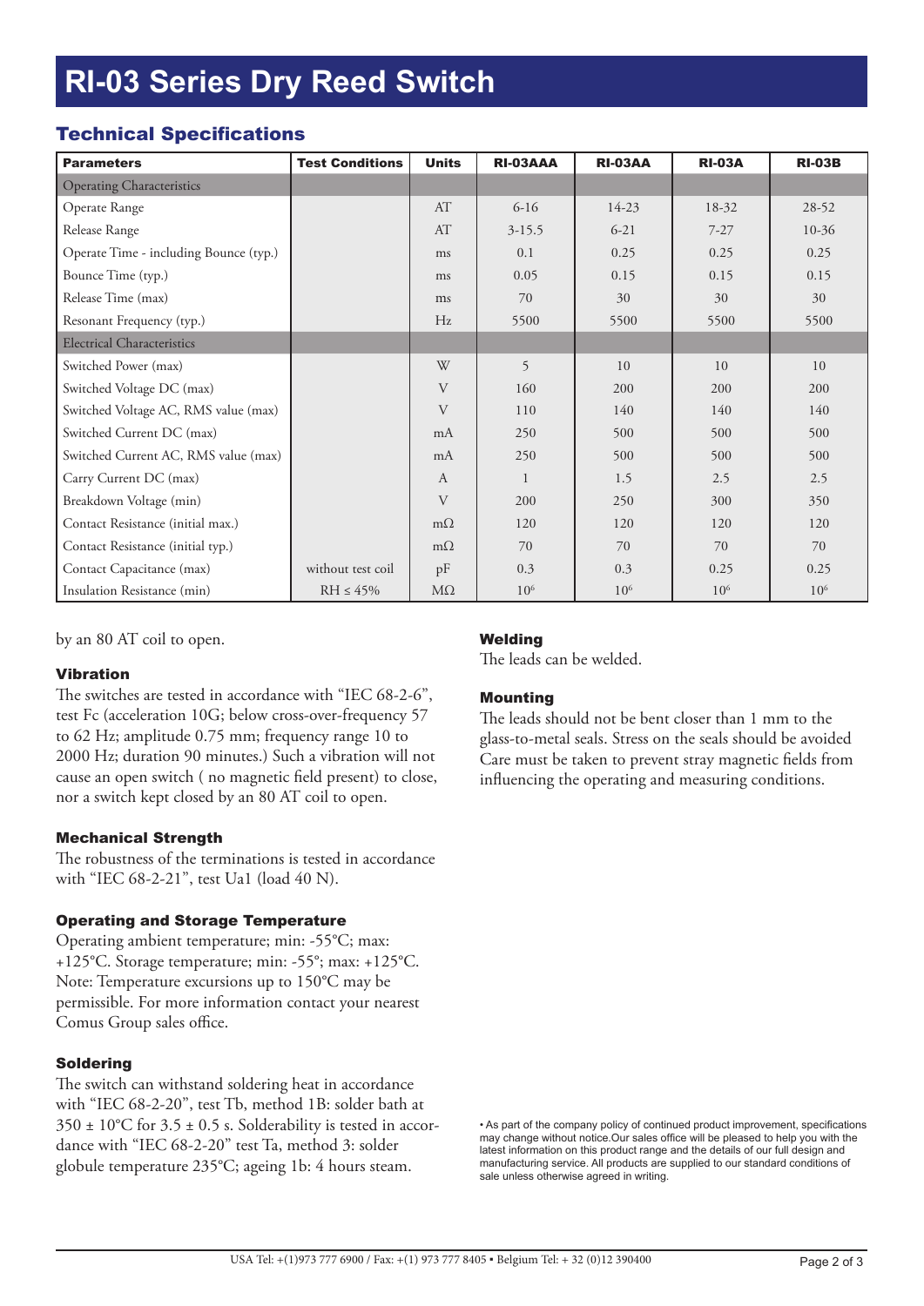# RI-03 Series Dry Reed Switch

## Technical Specifications

| Parameters | Test Conditions | Units | RI-03AAA | RI-03AA | RI-03A | RI-03B |
|---|---|---|---|---|---|---|
| Operating Characteristics | | | | | | |
| Operate Range | | AT | 6-16 | 14-23 | 18-32 | 28-52 |
| Release Range | | AT | 3-15.5 | 6-21 | 7-27 | 10-36 |
| Operate Time - including Bounce (typ.) | | ms | 0.1 | 0.25 | 0.25 | 0.25 |
| Bounce Time (typ.) | | ms | 0.05 | 0.15 | 0.15 | 0.15 |
| Release Time (max) | | ms | 70 | 30 | 30 | 30 |
| Resonant Frequency (typ.) | | Hz | 5500 | 5500 | 5500 | 5500 |
| Electrical Characteristics | | | | | | |
| Switched Power (max) | | W | 5 | 10 | 10 | 10 |
| Switched Voltage DC (max) | | V | 160 | 200 | 200 | 200 |
| Switched Voltage AC, RMS value (max) | | V | 110 | 140 | 140 | 140 |
| Switched Current DC (max) | | mA | 250 | 500 | 500 | 500 |
| Switched Current AC, RMS value (max) | | mA | 250 | 500 | 500 | 500 |
| Carry Current DC (max) | | A | 1 | 1.5 | 2.5 | 2.5 |
| Breakdown Voltage (min) | | V | 200 | 250 | 300 | 350 |
| Contact Resistance (initial max.) | | mΩ | 120 | 120 | 120 | 120 |
| Contact Resistance (initial typ.) | | mΩ | 70 | 70 | 70 | 70 |
| Contact Capacitance (max) | without test coil | pF | 0.3 | 0.3 | 0.25 | 0.25 |
| Insulation Resistance (min) | RH ≤ 45% | MΩ | $10^6$ | $10^6$ | $10^6$ | $10^6$ |

by an 80 AT coil to open.

#### Vibration

The switches are tested in accordance with "IEC 68-2-6", test Fc (acceleration 10G; below cross-over-frequency 57 to 62 Hz; amplitude 0.75 mm; frequency range 10 to 2000 Hz; duration 90 minutes.) Such a vibration will not cause an open switch ( no magnetic field present) to close, nor a switch kept closed by an 80 AT coil to open.

#### Mechanical Strength

The robustness of the terminations is tested in accordance with "IEC 68-2-21", test Ua1 (load 40 N).

#### Operating and Storage Temperature

Operating ambient temperature; min: -55°C; max: +125°C. Storage temperature; min: -55°; max: +125°C. Note: Temperature excursions up to 150°C may be permissible. For more information contact your nearest Comus Group sales office.

#### Soldering

The switch can withstand soldering heat in accordance with "IEC 68-2-20", test Tb, method 1B: solder bath at 350 ± 10°C for 3.5 ± 0.5 s. Solderability is tested in accordance with "IEC 68-2-20" test Ta, method 3: solder globule temperature 235°C; ageing 1b: 4 hours steam.

#### Welding

The leads can be welded.

#### Mounting

The leads should not be bent closer than 1 mm to the glass-to-metal seals. Stress on the seals should be avoided Care must be taken to prevent stray magnetic fields from influencing the operating and measuring conditions.

• As part of the company policy of continued product improvement, specifications may change without notice.Our sales office will be pleased to help you with the latest information on this product range and the details of our full design and manufacturing service. All products are supplied to our standard conditions of sale unless otherwise agreed in writing.

USA Tel: +(1)973 777 6900 / Fax: +(1) 973 777 8405 ▪ Belgium Tel: + 32 (0)12 390400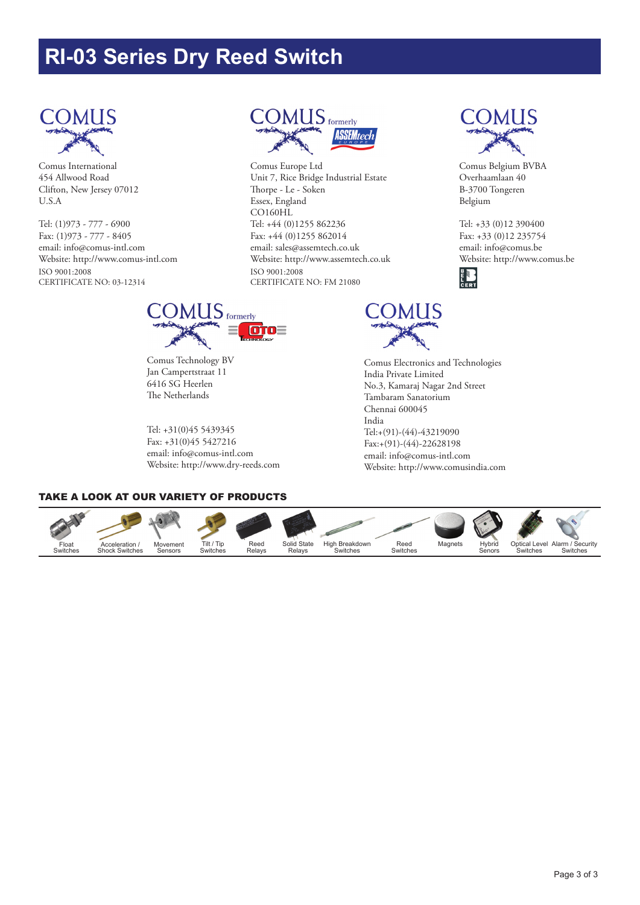# RI-03 Series Dry Reed Switch

Comus International
454 Allwood Road
Clifton, New Jersey 07012
U.S.A

Tel: (1)973 - 777 - 6900
Fax: (1)973 - 777 - 8405
email: info@comus-intl.com
Website: http://www.comus-intl.com
ISO 9001:2008
CERTIFICATE NO: 03-12314

Comus Europe Ltd
Unit 7, Rice Bridge Industrial Estate
Thorpe - Le - Soken
Essex, England
CO160HL
Tel: +44 (0)1255 862236
Fax: +44 (0)1255 862014
email: sales@assemtech.co.uk
Website: http://www.assemtech.co.uk
ISO 9001:2008
CERTIFICATE NO: FM 21080

Comus Belgium BVBA
Overhaamlaan 40
B-3700 Tongeren
Belgium

Tel: +33 (0)12 390400
Fax: +33 (0)12 235754
email: info@comus.be
Website: http://www.comus.be

Comus Technology BV
Jan Campertstraat 11
6416 SG Heerlen
The Netherlands

Tel: +31(0)45 5439345
Fax: +31(0)45 5427216
email: info@comus-intl.com
Website: http://www.dry-reeds.com

Comus Electronics and Technologies
India Private Limited
No.3, Kamaraj Nagar 2nd Street
Tambaram Sanatorium
Chennai 600045
India
Tel:+(91)-(44)-43219090
Fax:+(91)-(44)-22628198
email: info@comus-intl.com
Website: http://www.comusindia.com

## TAKE A LOOK AT OUR VARIETY OF PRODUCTS

Float Switches
Acceleration / Shock Switches
Movement Sensors
Tilt / Tip Switches
Reed Relays
Solid State Relays
High Breakdown Switches
Reed Switches
Magnets
Hybrid Senors
Optical Level Switches
Alarm / Security Switches